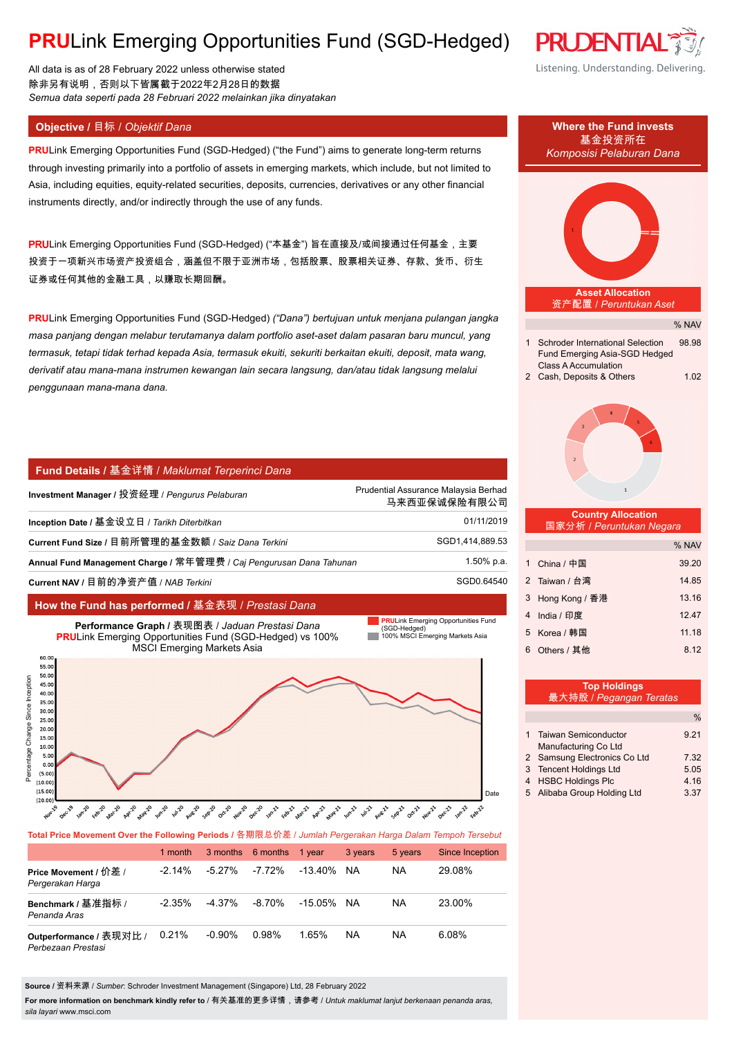# **PRU**Link Emerging Opportunities Fund (SGD-Hedged)

All data is as of 28 February 2022 unless otherwise stated
除非另有说明，否则以下皆属截于2022年2月28日的数据
*Semua data seperti pada 28 Februari 2022 melainkan jika dinyatakan*

## Objective / 目标 / *Objektif Dana*

**PRU**Link Emerging Opportunities Fund (SGD-Hedged) ("the Fund") aims to generate long-term returns through investing primarily into a portfolio of assets in emerging markets, which include, but not limited to Asia, including equities, equity-related securities, deposits, currencies, derivatives or any other financial instruments directly, and/or indirectly through the use of any funds.

**PRU**Link Emerging Opportunities Fund (SGD-Hedged) ("本基金") 旨在直接及/或间接通过任何基金，主要投资于一项新兴市场资产投资组合，涵盖但不限于亚洲市场，包括股票、股票相关证券、存款、货币、衍生证券或任何其他的金融工具，以赚取长期回酬。

**PRU**Link Emerging Opportunities Fund (SGD-Hedged) *("Dana") bertujuan untuk menjana pulangan jangka masa panjang dengan melabur terutamanya dalam portfolio aset-aset dalam pasaran baru muncul, yang termasuk, tetapi tidak terhad kepada Asia, termasuk ekuiti, sekuriti berkaitan ekuiti, deposit, mata wang, derivatif atau mana-mana instrumen kewangan lain secara langsung, dan/atau tidak langsung melalui penggunaan mana-mana dana.*

## Fund Details / 基金详情 / *Maklumat Terperinci Dana*

| | |
|---|---|
| **Investment Manager /** 投资经理 / *Pengurus Pelaburan* | Prudential Assurance Malaysia Berhad 马来西亚保诚保险有限公司 |
| **Inception Date /** 基金设立日 / *Tarikh Diterbitkan* | 01/11/2019 |
| **Current Fund Size /** 目前所管理的基金数额 / *Saiz Dana Terkini* | SGD1,414,889.53 |
| **Annual Fund Management Charge /** 常年管理费 / *Caj Pengurusan Dana Tahunan* | 1.50% p.a. |
| **Current NAV /** 目前的净资产值 / *NAB Terkini* | SGD0.64540 |

## How the Fund has performed / 基金表现 / *Prestasi Dana*

**Performance Graph /** 表现图表 / *Jaduan Prestasi Dana*
**PRU**Link Emerging Opportunities Fund (SGD-Hedged) vs 100% MSCI Emerging Markets Asia

Legend: **PRU**Link Emerging Opportunities Fund (SGD-Hedged); 100% MSCI Emerging Markets Asia

Y-axis: Percentage Change Since Inception (-20.00 to 60.00); X-axis: Date (Nov-19 to Feb-22)

**Total Price Movement Over the Following Periods /** 各期限总价差 / *Jumlah Pergerakan Harga Dalam Tempoh Tersebut*

| | 1 month | 3 months | 6 months | 1 year | 3 years | 5 years | Since Inception |
|---|---|---|---|---|---|---|---|
| **Price Movement /** 价差 / *Pergerakan Harga* | -2.14% | -5.27% | -7.72% | -13.40% | NA | NA | 29.08% |
| **Benchmark /** 基准指标 / *Penanda Aras* | -2.35% | -4.37% | -8.70% | -15.05% | NA | NA | 23.00% |
| **Outperformance /** 表现对比 / *Perbezaan Prestasi* | 0.21% | -0.90% | 0.98% | 1.65% | NA | NA | 6.08% |

**Source /** 资料来源 / *Sumber*: Schroder Investment Management (Singapore) Ltd, 28 February 2022

**For more information on benchmark kindly refer to** / 有关基准的更多详情，请参考 / *Untuk maklumat lanjut berkenaan penanda aras, sila layari* www.msci.com

## Where the Fund invests / 基金投资所在 / *Komposisi Pelaburan Dana*

### Asset Allocation / 资产配置 / *Peruntukan Aset*

| | | % NAV |
|---|---|---|
| 1 | Schroder International Selection Fund Emerging Asia-SGD Hedged Class A Accumulation | 98.98 |
| 2 | Cash, Deposits & Others | 1.02 |

### Country Allocation / 国家分析 / *Peruntukan Negara*

| | | % NAV |
|---|---|---|
| 1 | China / 中国 | 39.20 |
| 2 | Taiwan / 台湾 | 14.85 |
| 3 | Hong Kong / 香港 | 13.16 |
| 4 | India / 印度 | 12.47 |
| 5 | Korea / 韩国 | 11.18 |
| 6 | Others / 其他 | 8.12 |

### Top Holdings / 最大持股 / *Pegangan Teratas*

| | | % |
|---|---|---|
| 1 | Taiwan Semiconductor Manufacturing Co Ltd | 9.21 |
| 2 | Samsung Electronics Co Ltd | 7.32 |
| 3 | Tencent Holdings Ltd | 5.05 |
| 4 | HSBC Holdings Plc | 4.16 |
| 5 | Alibaba Group Holding Ltd | 3.37 |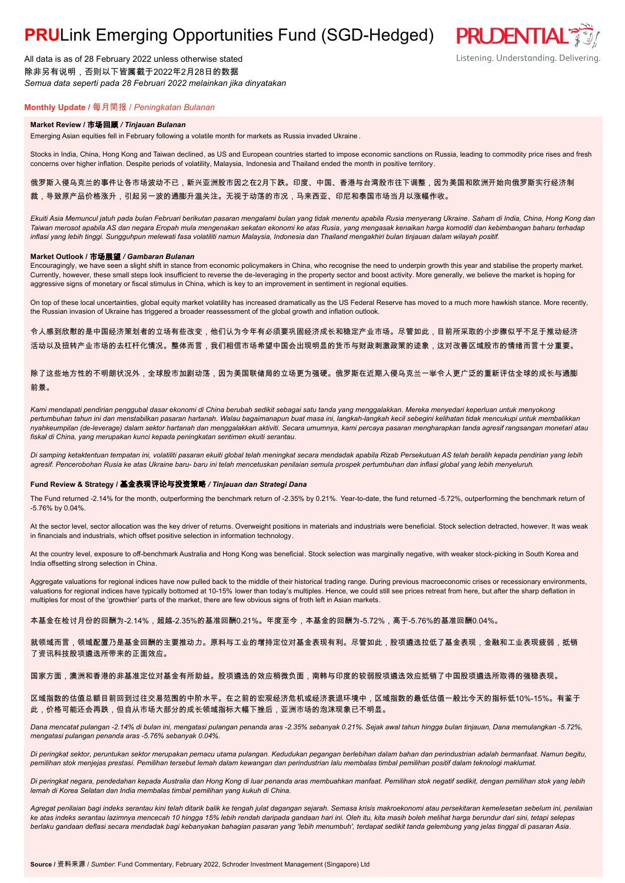# **PRU**Link Emerging Opportunities Fund (SGD-Hedged)

All data is as of 28 February 2022 unless otherwise stated
除非另有说明，否则以下皆属截于2022年2月28日的数据
*Semua data seperti pada 28 Februari 2022 melainkan jika dinyatakan*

## Monthly Update / 每月简报 / *Peningkatan Bulanan*

### Market Review / 市场回顾 / *Tinjauan Bulanan*

Emerging Asian equities fell in February following a volatile month for markets as Russia invaded Ukraine.

Stocks in India, China, Hong Kong and Taiwan declined, as US and European countries started to impose economic sanctions on Russia, leading to commodity price rises and fresh concerns over higher inflation. Despite periods of volatility, Malaysia, Indonesia and Thailand ended the month in positive territory.

俄罗斯入侵乌克兰的事件让各市场波动不已，新兴亚洲股市因之在2月下跌。印度、中国、香港与台湾股市往下调整，因为美国和欧洲开始向俄罗斯实行经济制裁，导致原产品价格涨升，引起另一波的通膨升温关注。无视于动荡的市况，马来西亚、印尼和泰国市场当月以涨幅作收。

*Ekuiti Asia Memuncul jatuh pada bulan Februari berikutan pasaran mengalami bulan yang tidak menentu apabila Rusia menyerang Ukraine. Saham di India, China, Hong Kong dan Taiwan merosot apabila AS dan negara Eropah mula mengenakan sekatan ekonomi ke atas Rusia, yang mengasak kenaikan harga komoditi dan kebimbangan baharu terhadap inflasi yang lebih tinggi. Sungguhpun melewati fasa volatiliti namun Malaysia, Indonesia dan Thailand mengakhiri bulan tinjauan dalam wilayah positif.*

### Market Outlook / 市场展望 / *Gambaran Bulanan*

Encouragingly, we have seen a slight shift in stance from economic policymakers in China, who recognise the need to underpin growth this year and stabilise the property market. Currently, however, these small steps look insufficient to reverse the de-leveraging in the property sector and boost activity. More generally, we believe the market is hoping for aggressive signs of monetary or fiscal stimulus in China, which is key to an improvement in sentiment in regional equities.

On top of these local uncertainties, global equity market volatility has increased dramatically as the US Federal Reserve has moved to a much more hawkish stance. More recently, the Russian invasion of Ukraine has triggered a broader reassessment of the global growth and inflation outlook.

令人感到欣慰的是中国经济策划者的立场有些改变，他们认为今年有必须要巩固经济成长和稳定产业市场。尽管如此，目前所采取的小步骤似乎不足于推动经济活动以及扭转产业市场的去杠杆化情况。整体而言，我们相信市场希望中国会出现明显的货币与财政刺激政策的迹象，这对改善区域股市的情绪而言十分重要。

除了这些地方性的不明朗状况外，全球股市加剧动荡，因为美国联储局的立场更为强硬。俄罗斯在近期入侵乌克兰一举令人更广泛的重新评估全球的成长与通膨前景。

*Kami mendapati pendirian penggubal dasar ekonomi di China berubah sedikit sebagai satu tanda yang menggalakkan. Mereka menyedari keperluan untuk menyokong pertumbuhan tahun ini dan menstabilkan pasaran hartanah. Walau bagaimanapun buat masa ini, langkah-langkah kecil segini kelihatan tidak mencukupi untuk membalikkan nyahkeumpilan (de-leverage) dalam sektor hartanah dan menggalakkan aktiviti. Secara umumnya, kami percaya pasaran mengharapkan tanda agresif rangsangan monetari atau fiskal di China, yang merupakan kunci kepada peningkatan sentimen ekuiti serantau.*

*Di samping ketaktentuan tempatan ini, volatiliti pasaran ekuiti global telah meningkat secara mendadak apabila Rizab Persekutuan AS telah beralih kepada pendirian yang lebih agresif. Pencerobohan Rusia ke atas Ukraine baru- baru ini telah mencetuskan penilaian semula prospek pertumbuhan dan inflasi global yang lebih menyeluruh.*

### Fund Review & Strategy / 基金表现评论与投资策略 / *Tinjauan dan Strategi Dana*

The Fund returned -2.14% for the month, outperforming the benchmark return of -2.35% by 0.21%. Year-to-date, the fund returned -5.72%, outperforming the benchmark return of -5.76% by 0.04%.

At the sector level, sector allocation was the key driver of returns. Overweight positions in materials and industrials were beneficial. Stock selection detracted, however. It was weak in financials and industrials, which offset positive selection in information technology.

At the country level, exposure to off-benchmark Australia and Hong Kong was beneficial. Stock selection was marginally negative, with weaker stock-picking in South Korea and India offsetting strong selection in China.

Aggregate valuations for regional indices have now pulled back to the middle of their historical trading range. During previous macroeconomic crises or recessionary environments, valuations for regional indices have typically bottomed at 10-15% lower than today's multiples. Hence, we could still see prices retreat from here, but after the sharp deflation in multiples for most of the 'growthier' parts of the market, there are few obvious signs of froth left in Asian markets.

本基金在检讨月份的回酬为-2.14%，超越-2.35%的基准回酬0.21%。年度至今，本基金的回酬为-5.72%，高于-5.76%的基准回酬0.04%。

就领域而言，领域配置乃是基金回酬的主要推动力。原料与工业的增持定位对基金表现有利。尽管如此，股项遴选拉低了基金表现，金融和工业表现疲弱，抵销了资讯科技股项遴选所带来的正面效应。

国家方面，澳洲和香港的非基准定位对基金有所助益。股项遴选的效应稍微负面，南韩与印度的较弱股项遴选效应抵销了中国股项遴选所取得的强稳表现。

区域指数的估值总额目前回到过往交易范围的中阶水平。在之前的宏观经济危机或经济衰退环境中，区域指数的最低估值一般比今天的指标低10%-15%。有鉴于此，价格可能还会再跌，但自从市场大部分的成长领域指标大幅下挫后，亚洲市场的泡沫现象已不明显。

*Dana mencatat pulangan -2.14% di bulan ini, mengatasi pulangan penanda aras -2.35% sebanyak 0.21%. Sejak awal tahun hingga bulan tinjauan, Dana memulangkan -5.72%, mengatasi pulangan penanda aras -5.76% sebanyak 0.04%.*

*Di peringkat sektor, peruntukan sektor merupakan pemacu utama pulangan. Kedudukan pegangan berlebihan dalam bahan dan perindustrian adalah bermanfaat. Namun begitu, pemilihan stok menjejas prestasi. Pemilihan tersebut lemah dalam kewangan dan perindustrian lalu membalas timbal pemilihan positif dalam teknologi maklumat.*

*Di peringkat negara, pendedahan kepada Australia dan Hong Kong di luar penanda aras membuahkan manfaat. Pemilihan stok negatif sedikit, dengan pemilihan stok yang lebih lemah di Korea Selatan dan India membalas timbal pemilihan yang kukuh di China.*

*Agregat penilaian bagi indeks serantau kini telah ditarik balik ke tengah julat dagangan sejarah. Semasa krisis makroekonomi atau persekitaran kemelesetan sebelum ini, penilaian ke atas indeks serantau lazimnya mencecah 10 hingga 15% lebih rendah daripada gandaan hari ini. Oleh itu, kita masih boleh melihat harga berundur dari sini, tetapi selepas berlaku gandaan deflasi secara mendadak bagi kebanyakan bahagian pasaran yang 'lebih menumbuh', terdapat sedikit tanda gelembung yang jelas tinggal di pasaran Asia.*

**Source** / 资料来源 / *Sumber*: Fund Commentary, February 2022, Schroder Investment Management (Singapore) Ltd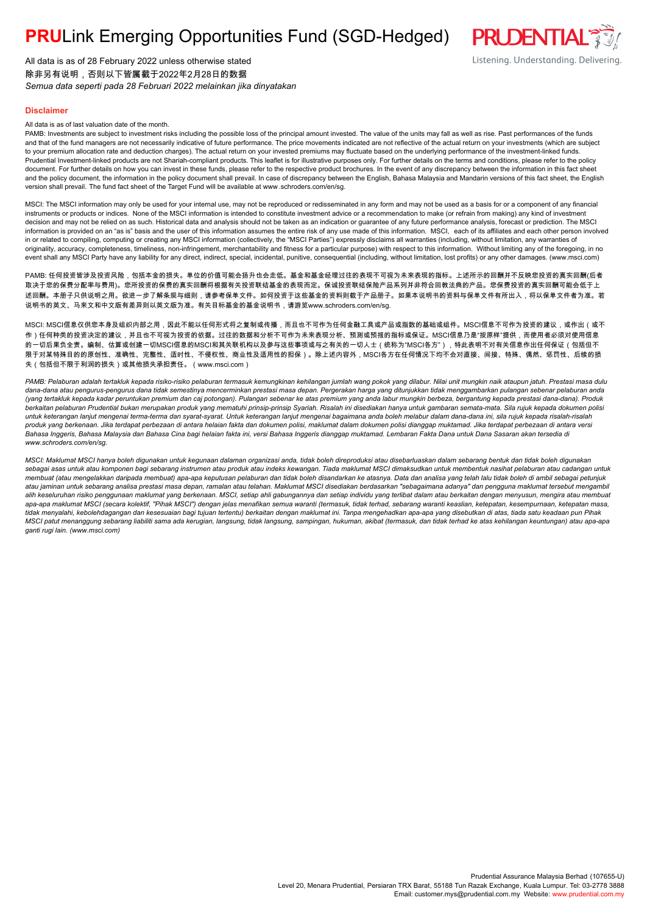# **PRU**Link Emerging Opportunities Fund (SGD-Hedged)

All data is as of 28 February 2022 unless otherwise stated

除非另有说明，否则以下皆属截于2022年2月28日的数据

*Semua data seperti pada 28 Februari 2022 melainkan jika dinyatakan*

## Disclaimer

All data is as of last valuation date of the month.

PAMB: Investments are subject to investment risks including the possible loss of the principal amount invested. The value of the units may fall as well as rise. Past performances of the funds and that of the fund managers are not necessarily indicative of future performance. The price movements indicated are not reflective of the actual return on your investments (which are subject to your premium allocation rate and deduction charges). The actual return on your invested premiums may fluctuate based on the underlying performance of the investment-linked funds. Prudential Investment-linked products are not Shariah-compliant products. This leaflet is for illustrative purposes only. For further details on the terms and conditions, please refer to the policy document. For further details on how you can invest in these funds, please refer to the respective product brochures. In the event of any discrepancy between the information in this fact sheet and the policy document, the information in the policy document shall prevail. In case of discrepancy between the English, Bahasa Malaysia and Mandarin versions of this fact sheet, the English version shall prevail. The fund fact sheet of the Target Fund will be available at www .schroders.com/en/sg.

MSCI: The MSCI information may only be used for your internal use, may not be reproduced or redisseminated in any form and may not be used as a basis for or a component of any financial instruments or products or indices. None of the MSCI information is intended to constitute investment advice or a recommendation to make (or refrain from making) any kind of investment decision and may not be relied on as such. Historical data and analysis should not be taken as an indication or guarantee of any future performance analysis, forecast or prediction. The MSCI information is provided on an "as is" basis and the user of this information assumes the entire risk of any use made of this information. MSCI, each of its affiliates and each other person involved in or related to compiling, computing or creating any MSCI information (collectively, the "MSCI Parties") expressly disclaims all warranties (including, without limitation, any warranties of originality, accuracy, completeness, timeliness, non-infringement, merchantability and fitness for a particular purpose) with respect to this information. Without limiting any of the foregoing, in no event shall any MSCI Party have any liability for any direct, indirect, special, incidental, punitive, consequential (including, without limitation, lost profits) or any other damages. (www.msci.com)

PAMB: 任何投资皆涉及投资风险，包括本金的损失。单位的价值可能会扬升也会走低。基金和基金经理过往的表现不可视为未来表现的指标。上述所示的回酬并不反映您投资的真实回酬(后者取决于您的保费分配率与费用)。您所投资的保费的真实回酬将根据有关投资联结基金的表现而定。保诚投资联结保险产品系列并非符合回教法典的产品。您保费投资的真实回酬可能会低于上述回酬。本册子只供说明之用。欲进一步了解条规与细则，请参考保单文件。如何投资于这些基金的资料则载于产品册子。如果本说明书的资料与保单文件有所出入，将以保单文件者为准。若说明书的英文、马来文和中文版有差异则以英文版为准。有关目标基金的基金说明书，请游览www.schroders.com/en/sg.

MSCI: MSCI信息仅供您本身及组织内部之用，因此不能以任何形式将之复制或传播，而且也不可作为任何金融工具或产品或指数的基础或组件。MSCI信息不可作为投资的建议，或作出（或不作）任何种类的投资决定的建议，并且也不可视为投资的依据。过往的数据和分析不可作为未来表现分析、预测或预报的指标或保证。MSCI信息乃是"按原样"提供，而使用者必须对使用信息的一切后果负全责。编制、估算或创建一切MSCI信息的MSCI和其关联机构以及参与这些事项或与之有关的一切人士（统称为"MSCI各方"），特此表明不对有关信息作出任何保证（包括但不限于对某特殊目的的原创性、准确性、完整性、适时性、不侵权性、商业性及适用性的担保）。除上述内容外，MSCI各方在任何情况下均不会对直接、间接、特殊、偶然、惩罚性、后续的损失（包括但不限于利润的损失）或其他损失承担责任。（www.msci.com）

*PAMB: Pelaburan adalah tertakluk kepada risiko-risiko pelaburan termasuk kemungkinan kehilangan jumlah wang pokok yang dilabur. Nilai unit mungkin naik ataupun jatuh. Prestasi masa dulu dana-dana atau pengurus-pengurus dana tidak semestinya mencerminkan prestasi masa depan. Pergerakan harga yang ditunjukkan tidak menggambarkan pulangan sebenar pelaburan anda (yang tertakluk kepada kadar peruntukan premium dan caj potongan). Pulangan sebenar ke atas premium yang anda labur mungkin berbeza, bergantung kepada prestasi dana-dana). Produk berkaitan pelaburan Prudential bukan merupakan produk yang mematuhi prinsip-prinsip Syariah. Risalah ini disediakan hanya untuk gambaran semata-mata. Sila rujuk kepada dokumen polisi untuk keterangan lanjut mengenai terma-terma dan syarat-syarat. Untuk keterangan lanjut mengenai bagaimana anda boleh melabur dalam dana-dana ini, sila rujuk kepada risalah-risalah produk yang berkenaan. Jika terdapat perbezaan di antara helaian fakta dan dokumen polisi, maklumat dalam dokumen polisi dianggap muktamad. Jika terdapat perbezaan di antara versi Bahasa Inggeris, Bahasa Malaysia dan Bahasa Cina bagi helaian fakta ini, versi Bahasa Inggeris dianggap muktamad. Lembaran Fakta Dana untuk Dana Sasaran akan tersedia di www.schroders.com/en/sg.*

*MSCI: Maklumat MSCI hanya boleh digunakan untuk kegunaan dalaman organizasi anda, tidak boleh direproduksi atau disebarluaskan dalam sebarang bentuk dan tidak boleh digunakan sebagai asas untuk atau komponen bagi sebarang instrumen atau produk atau indeks kewangan. Tiada maklumat MSCI dimaksudkan untuk membentuk nasihat pelaburan atau cadangan untuk membuat (atau mengelakkan daripada membuat) apa-apa keputusan pelaburan dan tidak boleh disandarkan ke atasnya. Data dan analisa yang telah lalu tidak boleh di ambil sebagai petunjuk atau jaminan untuk sebarang analisa prestasi masa depan, ramalan atau telahan. Maklumat MSCI disediakan berdasarkan "sebagaimana adanya" dan pengguna maklumat tersebut mengambil alih keseluruhan risiko penggunaan maklumat yang berkenaan. MSCI, setiap ahli gabungannya dan setiap individu yang terlibat dalam atau berkaitan dengan menyusun, mengira atau membuat apa-apa maklumat MSCI (secara kolektif, "Pihak MSCI") dengan jelas menafikan semua waranti (termasuk, tidak terhad, sebarang waranti keaslian, ketepatan, kesempurnaan, ketepatan masa, tidak menyalahi, kebolehdagangan dan kesesuaian bagi tujuan tertentu) berkaitan dengan maklumat ini. Tanpa mengehadkan apa-apa yang disebutkan di atas, tiada satu keadaan pun Pihak MSCI patut menanggung sebarang liabiliti sama ada kerugian, langsung, tidak langsung, sampingan, hukuman, akibat (termasuk, dan tidak terhad ke atas kehilangan keuntungan) atau apa-apa ganti rugi lain. (www.msci.com)*

Prudential Assurance Malaysia Berhad (107655-U)
Level 20, Menara Prudential, Persiaran TRX Barat, 55188 Tun Razak Exchange, Kuala Lumpur. Tel: 03-2778 3888
Email: customer.mys@prudential.com.my Website: www.prudential.com.my